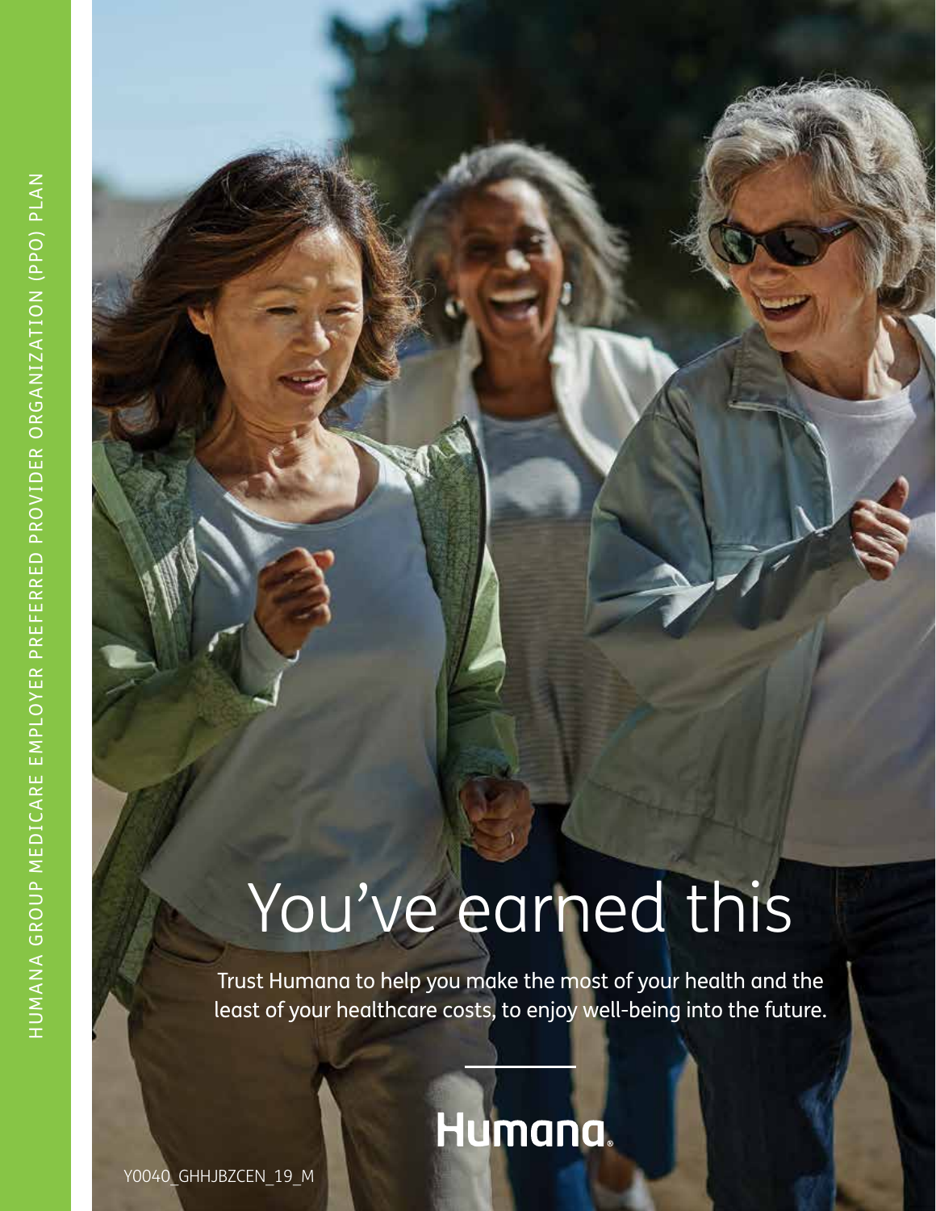HUMANA GROUP MEDICARE EMPLOYER PREFERRED PROVIDER ORGANIZATION (PPO) PLAN

# You've earned this

Trust Humana to help you make the most of your health and the least of your healthcare costs, to enjoy well-being into the future.

Humana.

Y0040_GHHJBZCEN_19_M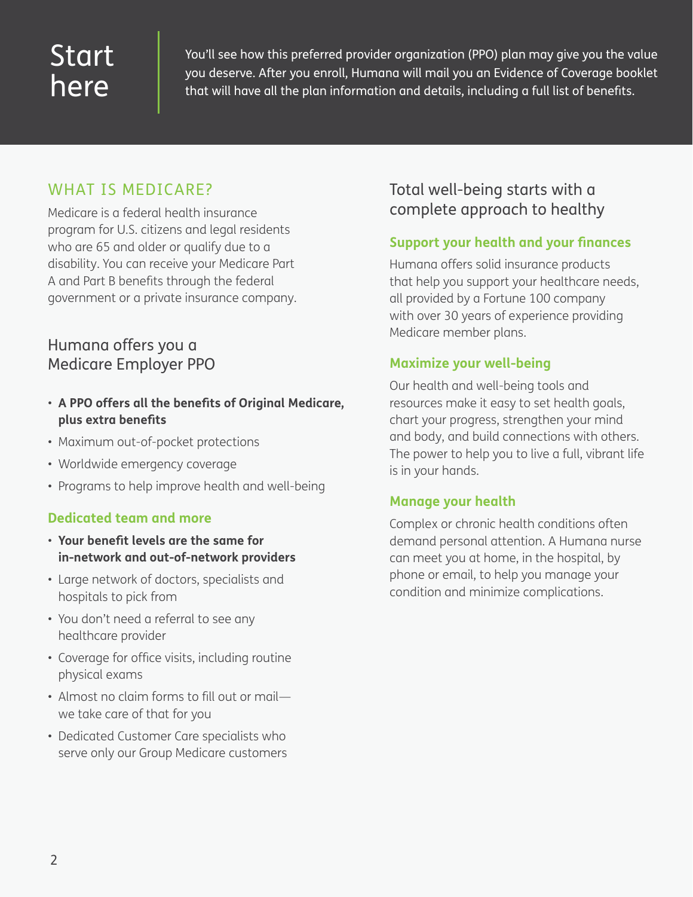# Start here

You'll see how this preferred provider organization (PPO) plan may give you the value you deserve. After you enroll, Humana will mail you an Evidence of Coverage booklet that will have all the plan information and details, including a full list of benefits.

## WHAT IS MEDICARE?

Medicare is a federal health insurance program for U.S. citizens and legal residents who are 65 and older or qualify due to a disability. You can receive your Medicare Part A and Part B benefits through the federal government or a private insurance company.

## Humana offers you a Medicare Employer PPO

- **A PPO offers all the benefits of Original Medicare, plus extra benefits**
- Maximum out-of-pocket protections
- Worldwide emergency coverage
- Programs to help improve health and well-being

### Dedicated team and more

- **Your benefit levels are the same for in-network and out-of-network providers**
- Large network of doctors, specialists and hospitals to pick from
- You don't need a referral to see any healthcare provider
- Coverage for office visits, including routine physical exams
- Almost no claim forms to fill out or mail—we take care of that for you
- Dedicated Customer Care specialists who serve only our Group Medicare customers

## Total well-being starts with a complete approach to healthy

### Support your health and your finances

Humana offers solid insurance products that help you support your healthcare needs, all provided by a Fortune 100 company with over 30 years of experience providing Medicare member plans.

### Maximize your well-being

Our health and well-being tools and resources make it easy to set health goals, chart your progress, strengthen your mind and body, and build connections with others. The power to help you to live a full, vibrant life is in your hands.

### Manage your health

Complex or chronic health conditions often demand personal attention. A Humana nurse can meet you at home, in the hospital, by phone or email, to help you manage your condition and minimize complications.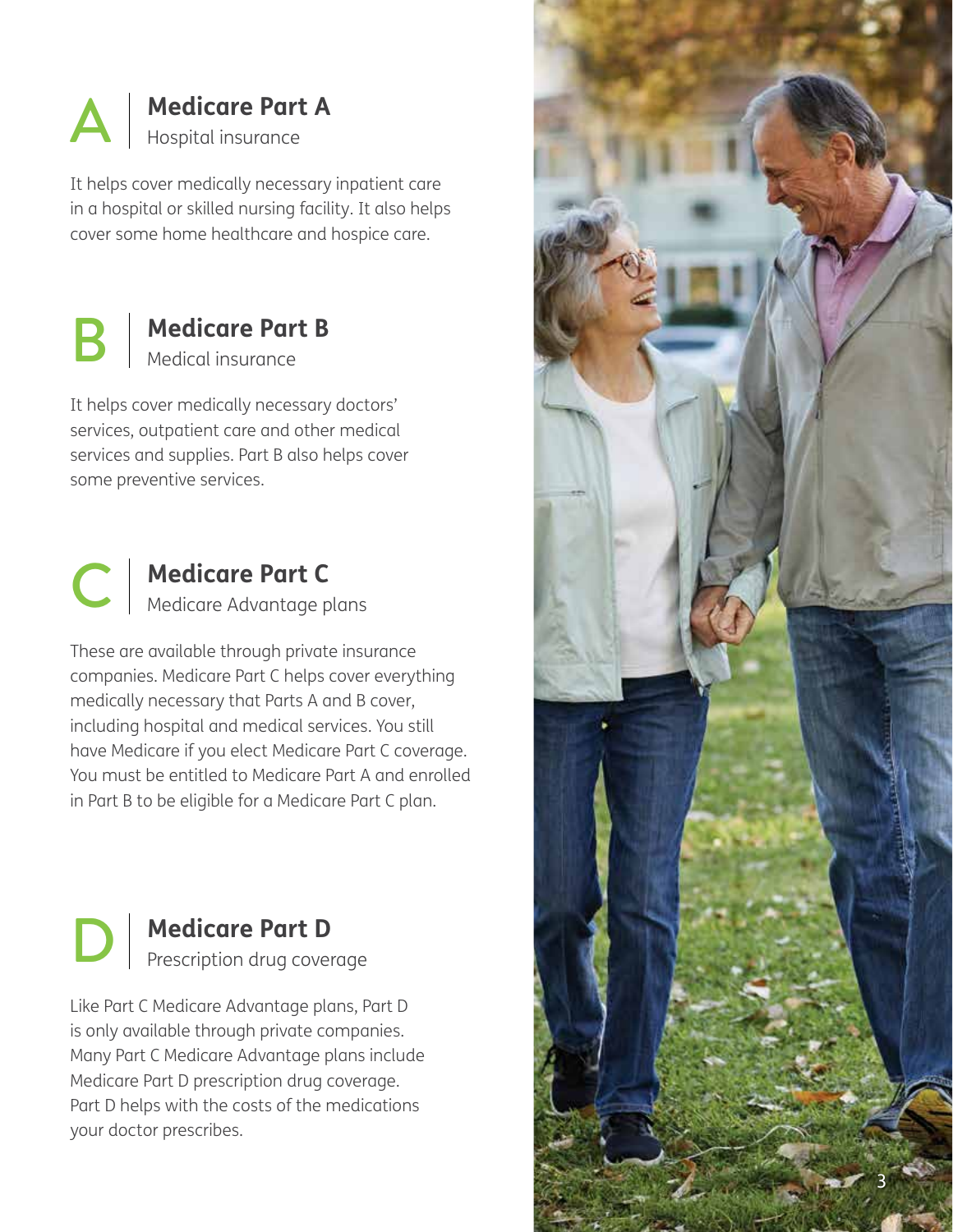## A | Medicare Part A

Hospital insurance

It helps cover medically necessary inpatient care in a hospital or skilled nursing facility. It also helps cover some home healthcare and hospice care.

## B | Medicare Part B

Medical insurance

It helps cover medically necessary doctors' services, outpatient care and other medical services and supplies. Part B also helps cover some preventive services.

## C | Medicare Part C

Medicare Advantage plans

These are available through private insurance companies. Medicare Part C helps cover everything medically necessary that Parts A and B cover, including hospital and medical services. You still have Medicare if you elect Medicare Part C coverage. You must be entitled to Medicare Part A and enrolled in Part B to be eligible for a Medicare Part C plan.

## D | Medicare Part D

Prescription drug coverage

Like Part C Medicare Advantage plans, Part D is only available through private companies. Many Part C Medicare Advantage plans include Medicare Part D prescription drug coverage. Part D helps with the costs of the medications your doctor prescribes.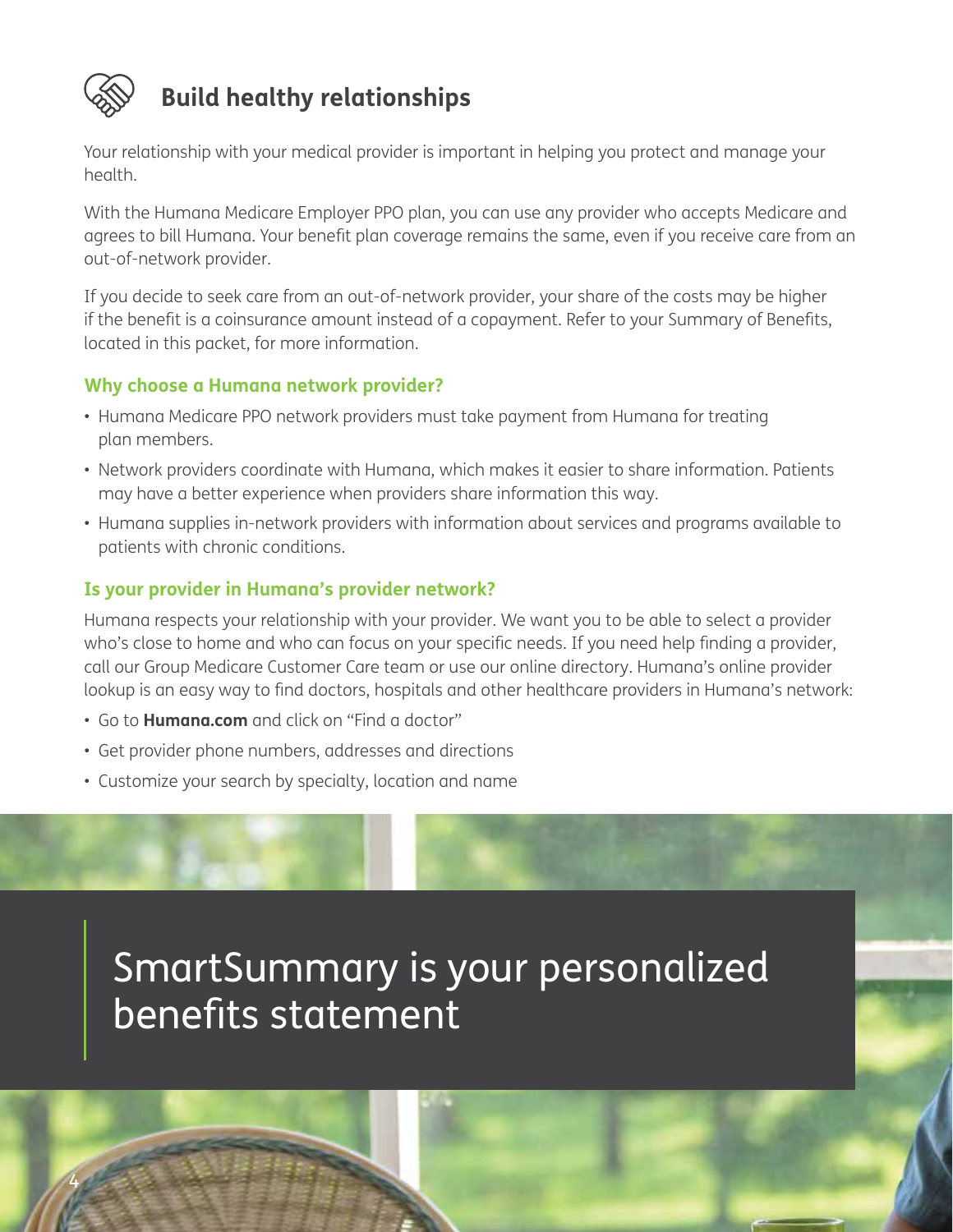## Build healthy relationships

Your relationship with your medical provider is important in helping you protect and manage your health.

With the Humana Medicare Employer PPO plan, you can use any provider who accepts Medicare and agrees to bill Humana. Your benefit plan coverage remains the same, even if you receive care from an out-of-network provider.

If you decide to seek care from an out-of-network provider, your share of the costs may be higher if the benefit is a coinsurance amount instead of a copayment. Refer to your Summary of Benefits, located in this packet, for more information.

### Why choose a Humana network provider?

- Humana Medicare PPO network providers must take payment from Humana for treating plan members.
- Network providers coordinate with Humana, which makes it easier to share information. Patients may have a better experience when providers share information this way.
- Humana supplies in-network providers with information about services and programs available to patients with chronic conditions.

### Is your provider in Humana's provider network?

Humana respects your relationship with your provider. We want you to be able to select a provider who's close to home and who can focus on your specific needs. If you need help finding a provider, call our Group Medicare Customer Care team or use our online directory. Humana's online provider lookup is an easy way to find doctors, hospitals and other healthcare providers in Humana's network:

- Go to **Humana.com** and click on "Find a doctor"
- Get provider phone numbers, addresses and directions
- Customize your search by specialty, location and name

# SmartSummary is your personalized benefits statement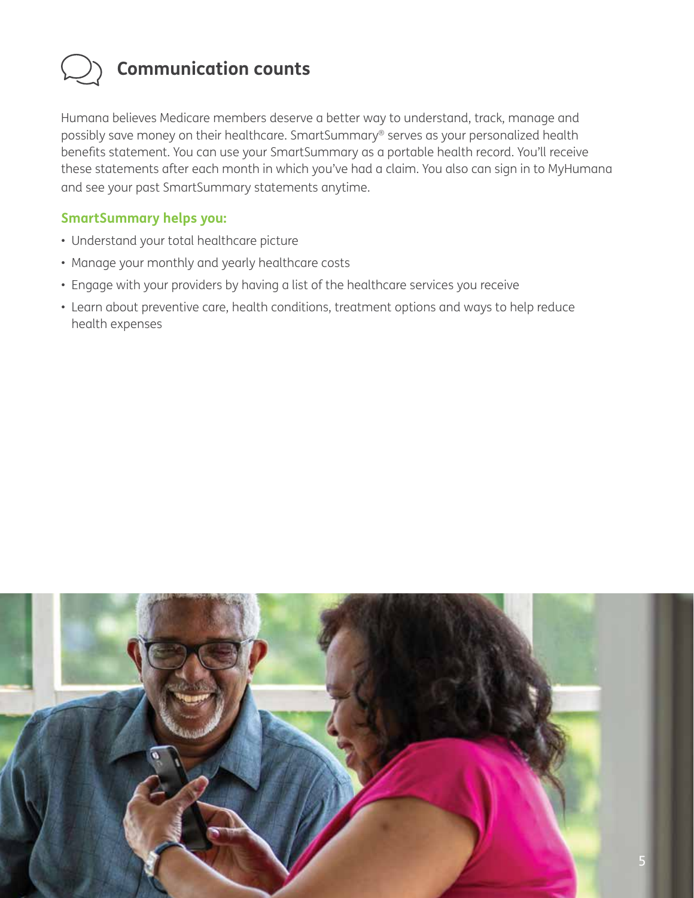## Communication counts

Humana believes Medicare members deserve a better way to understand, track, manage and possibly save money on their healthcare. SmartSummary® serves as your personalized health benefits statement. You can use your SmartSummary as a portable health record. You'll receive these statements after each month in which you've had a claim. You also can sign in to MyHumana and see your past SmartSummary statements anytime.

### SmartSummary helps you:

- Understand your total healthcare picture
- Manage your monthly and yearly healthcare costs
- Engage with your providers by having a list of the healthcare services you receive
- Learn about preventive care, health conditions, treatment options and ways to help reduce health expenses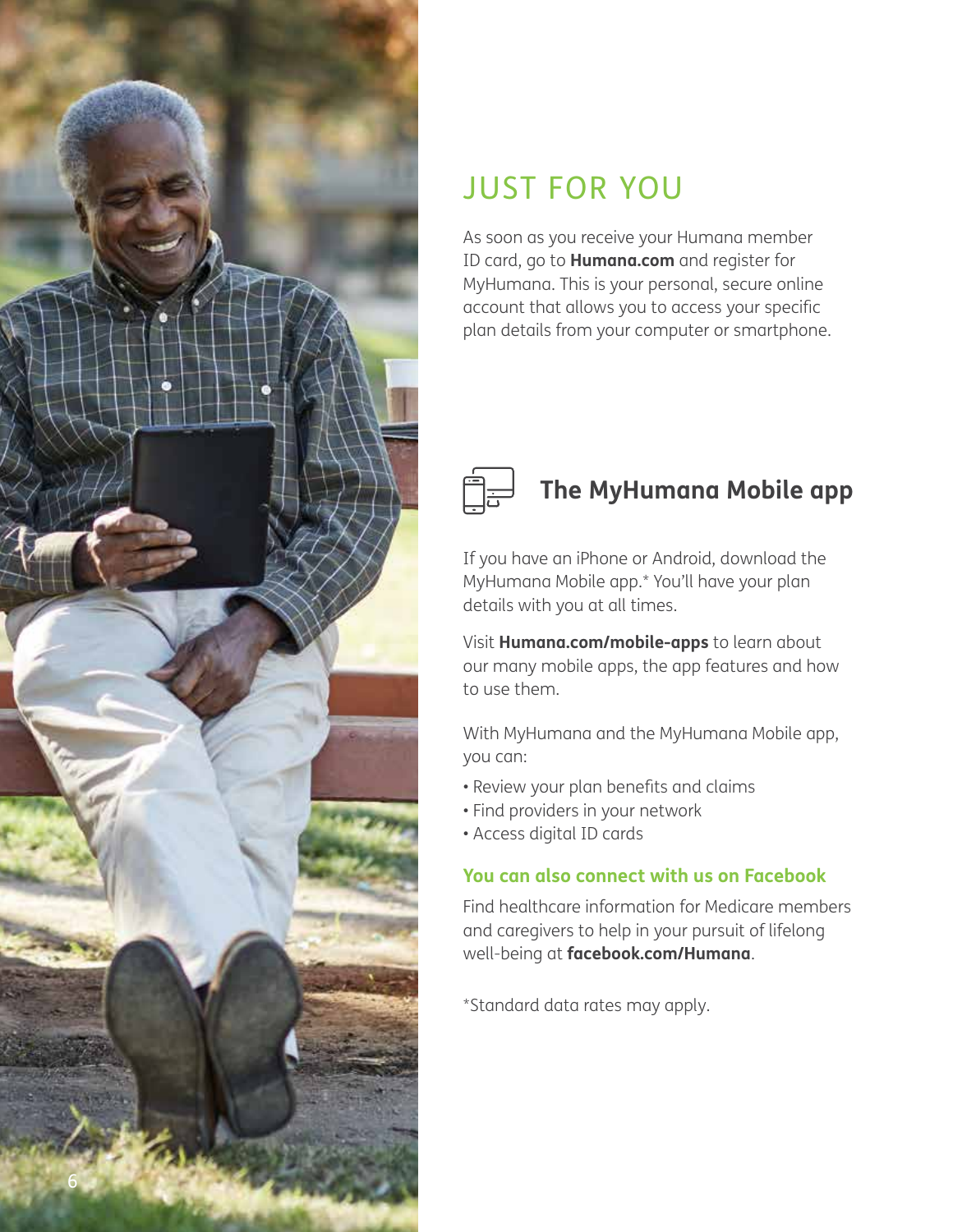# JUST FOR YOU

As soon as you receive your Humana member ID card, go to **Humana.com** and register for MyHumana. This is your personal, secure online account that allows you to access your specific plan details from your computer or smartphone.

## The MyHumana Mobile app

If you have an iPhone or Android, download the MyHumana Mobile app.* You'll have your plan details with you at all times.

Visit **Humana.com/mobile-apps** to learn about our many mobile apps, the app features and how to use them.

With MyHumana and the MyHumana Mobile app, you can:

- Review your plan benefits and claims
- Find providers in your network
- Access digital ID cards

### You can also connect with us on Facebook

Find healthcare information for Medicare members and caregivers to help in your pursuit of lifelong well-being at **facebook.com/Humana**.

*Standard data rates may apply.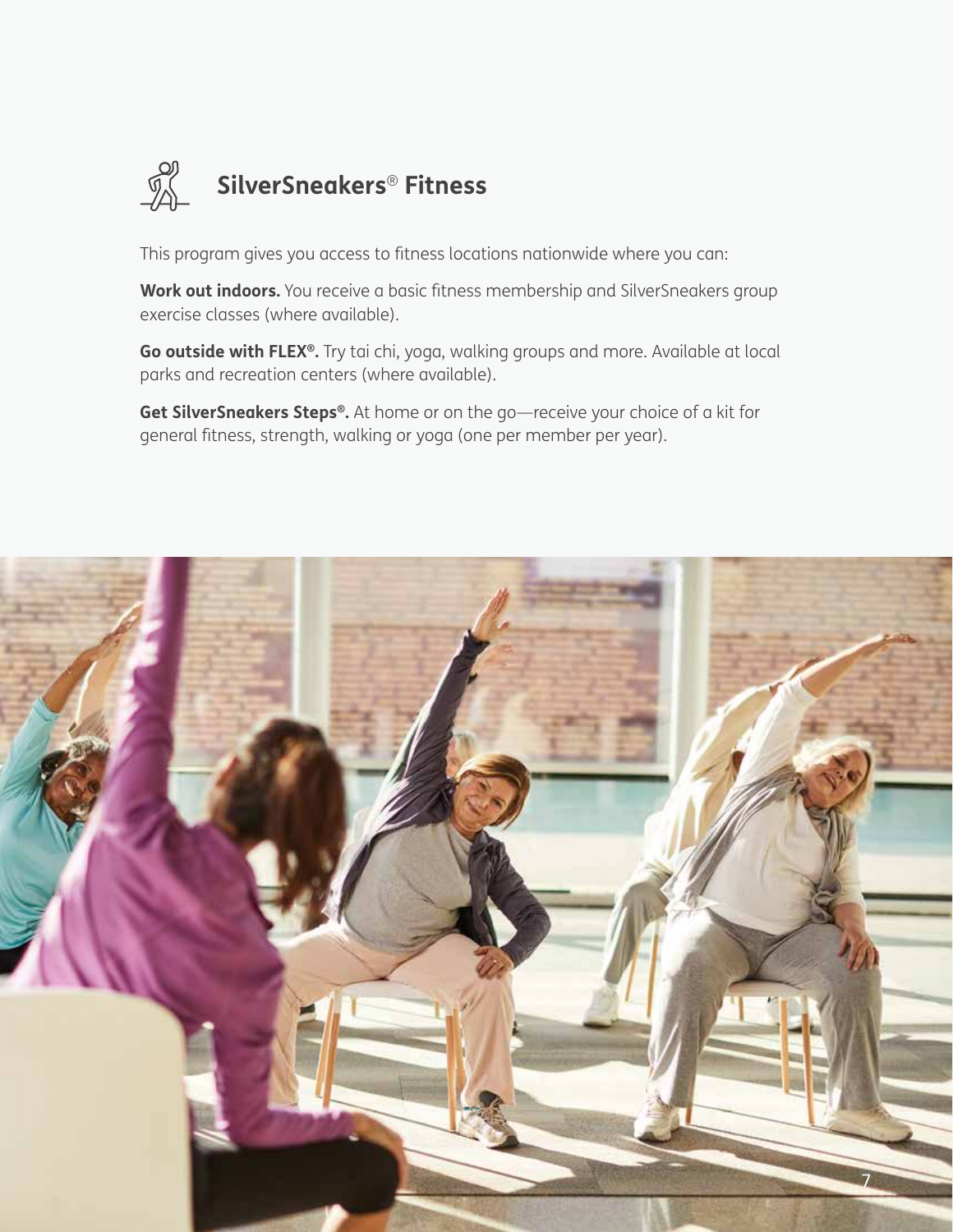## SilverSneakers® Fitness

This program gives you access to fitness locations nationwide where you can:

**Work out indoors.** You receive a basic fitness membership and SilverSneakers group exercise classes (where available).

**Go outside with FLEX®.** Try tai chi, yoga, walking groups and more. Available at local parks and recreation centers (where available).

**Get SilverSneakers Steps®.** At home or on the go—receive your choice of a kit for general fitness, strength, walking or yoga (one per member per year).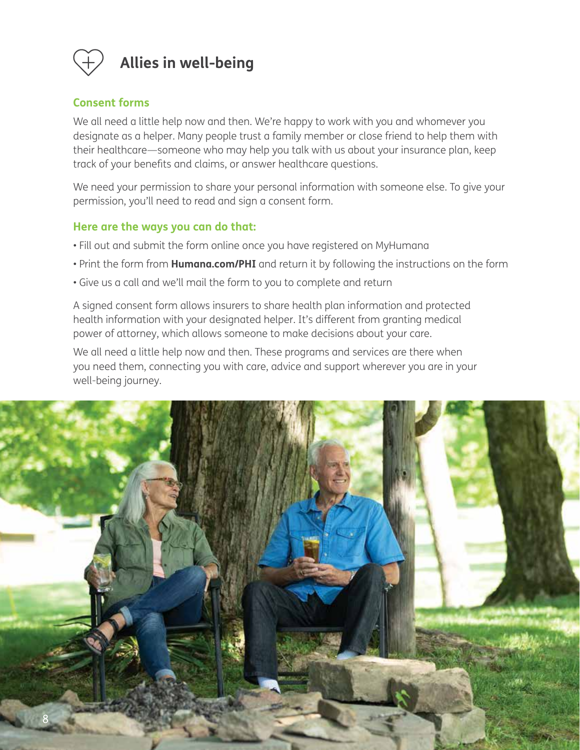# Allies in well-being

## Consent forms

We all need a little help now and then. We're happy to work with you and whomever you designate as a helper. Many people trust a family member or close friend to help them with their healthcare—someone who may help you talk with us about your insurance plan, keep track of your benefits and claims, or answer healthcare questions.

We need your permission to share your personal information with someone else. To give your permission, you'll need to read and sign a consent form.

## Here are the ways you can do that:

- Fill out and submit the form online once you have registered on MyHumana
- Print the form from **Humana.com/PHI** and return it by following the instructions on the form
- Give us a call and we'll mail the form to you to complete and return

A signed consent form allows insurers to share health plan information and protected health information with your designated helper. It's different from granting medical power of attorney, which allows someone to make decisions about your care.

We all need a little help now and then. These programs and services are there when you need them, connecting you with care, advice and support wherever you are in your well-being journey.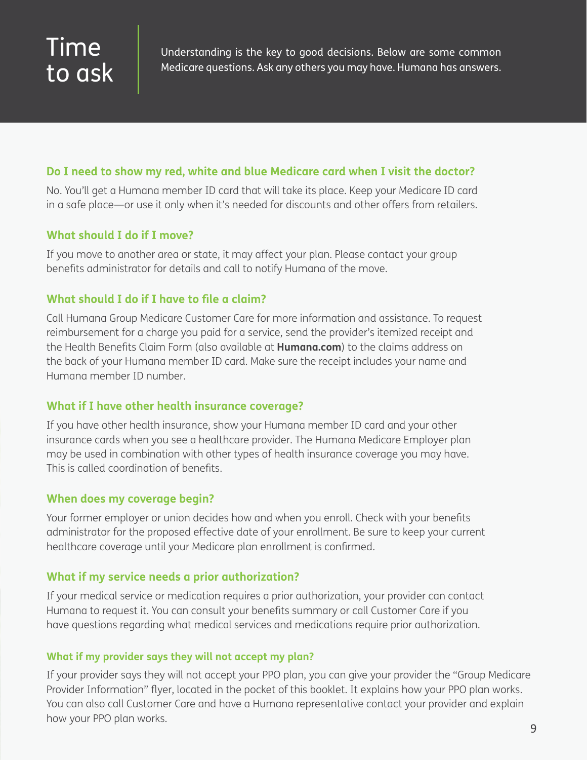# Time to ask

Understanding is the key to good decisions. Below are some common Medicare questions. Ask any others you may have. Humana has answers.

### Do I need to show my red, white and blue Medicare card when I visit the doctor?

No. You'll get a Humana member ID card that will take its place. Keep your Medicare ID card in a safe place—or use it only when it's needed for discounts and other offers from retailers.

### What should I do if I move?

If you move to another area or state, it may affect your plan. Please contact your group benefits administrator for details and call to notify Humana of the move.

### What should I do if I have to file a claim?

Call Humana Group Medicare Customer Care for more information and assistance. To request reimbursement for a charge you paid for a service, send the provider's itemized receipt and the Health Benefits Claim Form (also available at **Humana.com**) to the claims address on the back of your Humana member ID card. Make sure the receipt includes your name and Humana member ID number.

### What if I have other health insurance coverage?

If you have other health insurance, show your Humana member ID card and your other insurance cards when you see a healthcare provider. The Humana Medicare Employer plan may be used in combination with other types of health insurance coverage you may have. This is called coordination of benefits.

### When does my coverage begin?

Your former employer or union decides how and when you enroll. Check with your benefits administrator for the proposed effective date of your enrollment. Be sure to keep your current healthcare coverage until your Medicare plan enrollment is confirmed.

### What if my service needs a prior authorization?

If your medical service or medication requires a prior authorization, your provider can contact Humana to request it. You can consult your benefits summary or call Customer Care if you have questions regarding what medical services and medications require prior authorization.

### What if my provider says they will not accept my plan?

If your provider says they will not accept your PPO plan, you can give your provider the "Group Medicare Provider Information" flyer, located in the pocket of this booklet. It explains how your PPO plan works. You can also call Customer Care and have a Humana representative contact your provider and explain how your PPO plan works.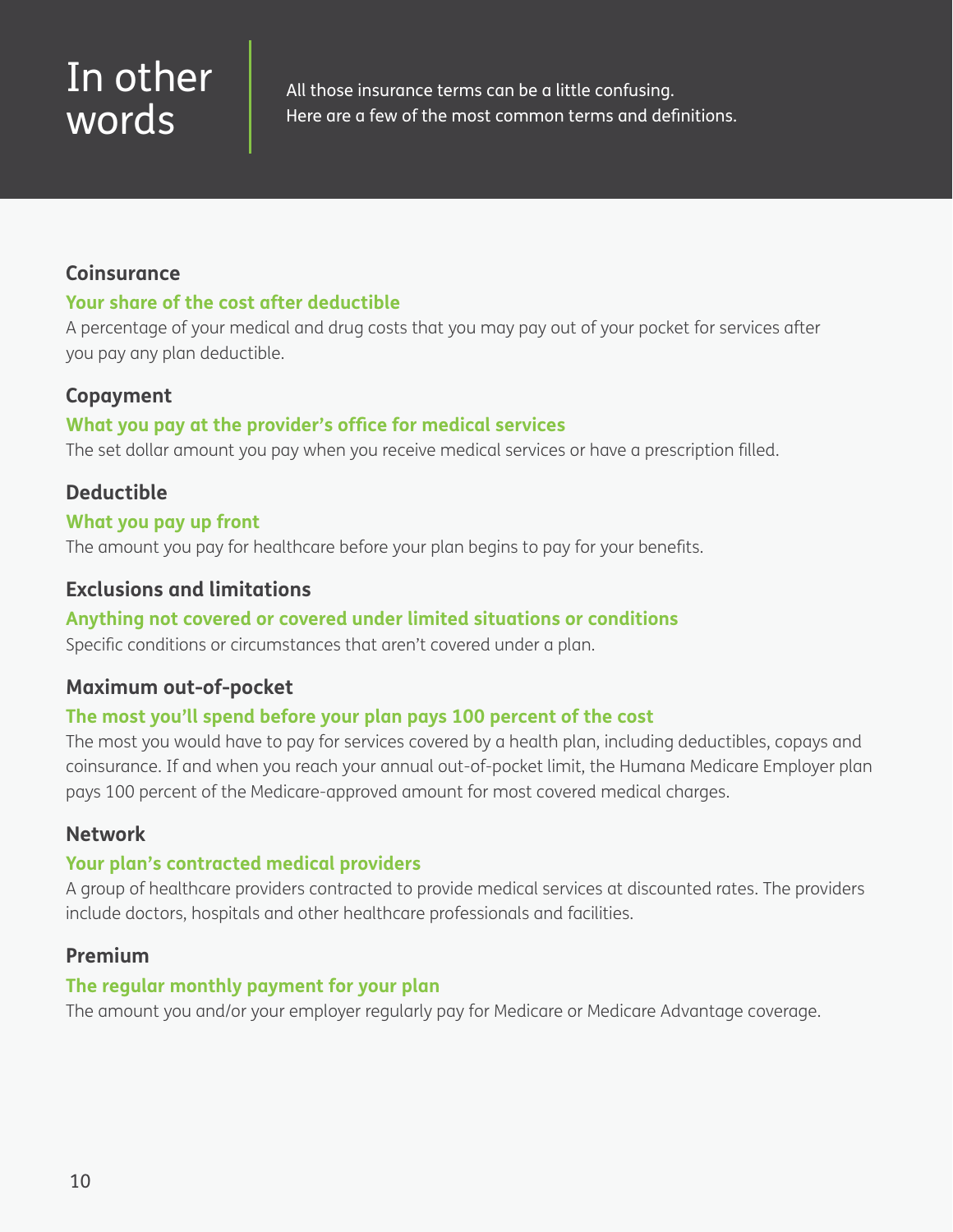# In other words

All those insurance terms can be a little confusing.
Here are a few of the most common terms and definitions.

### Coinsurance

**Your share of the cost after deductible**

A percentage of your medical and drug costs that you may pay out of your pocket for services after you pay any plan deductible.

### Copayment

**What you pay at the provider's office for medical services**

The set dollar amount you pay when you receive medical services or have a prescription filled.

### Deductible

**What you pay up front**

The amount you pay for healthcare before your plan begins to pay for your benefits.

### Exclusions and limitations

**Anything not covered or covered under limited situations or conditions**

Specific conditions or circumstances that aren't covered under a plan.

### Maximum out-of-pocket

**The most you'll spend before your plan pays 100 percent of the cost**

The most you would have to pay for services covered by a health plan, including deductibles, copays and coinsurance. If and when you reach your annual out-of-pocket limit, the Humana Medicare Employer plan pays 100 percent of the Medicare-approved amount for most covered medical charges.

### Network

**Your plan's contracted medical providers**

A group of healthcare providers contracted to provide medical services at discounted rates. The providers include doctors, hospitals and other healthcare professionals and facilities.

### Premium

**The regular monthly payment for your plan**

The amount you and/or your employer regularly pay for Medicare or Medicare Advantage coverage.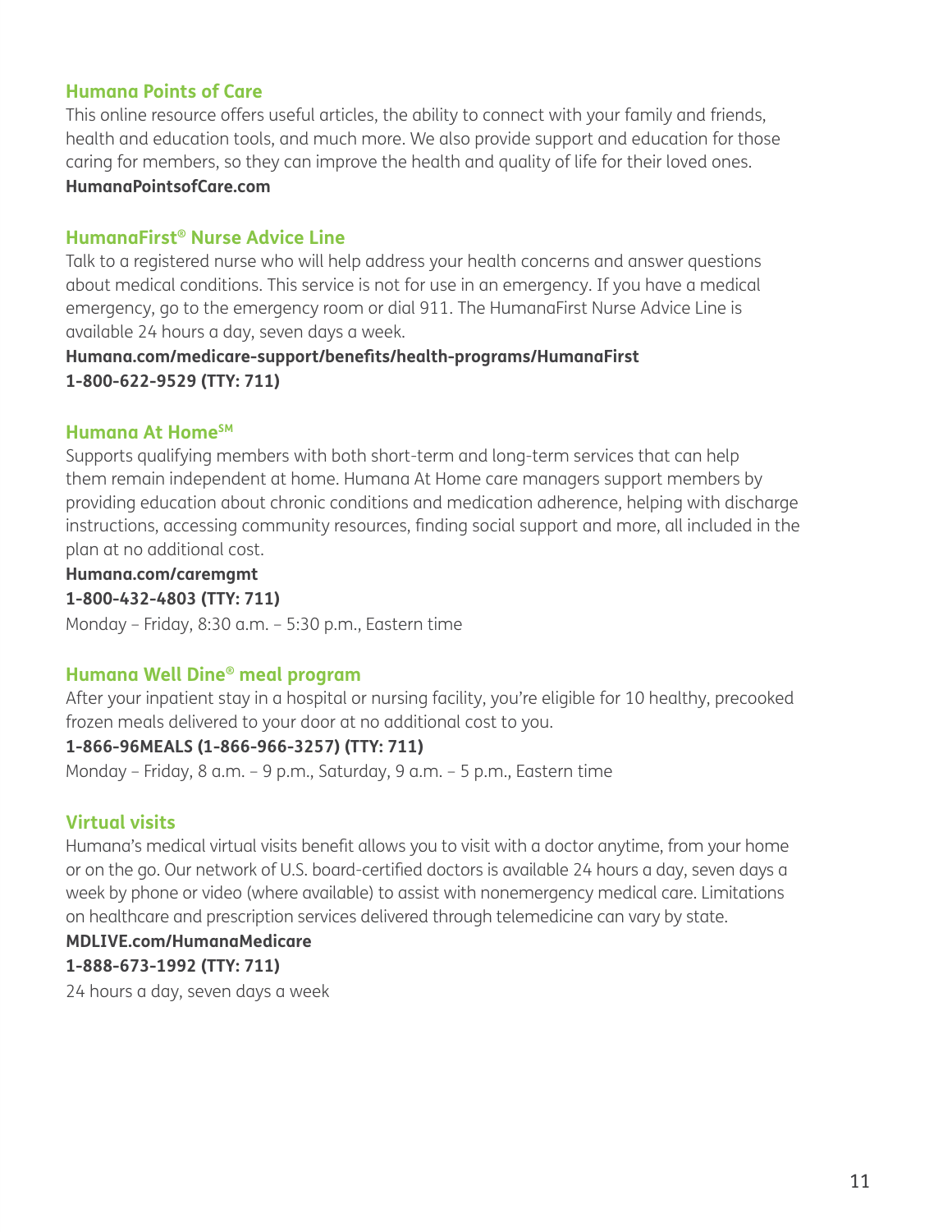### Humana Points of Care

This online resource offers useful articles, the ability to connect with your family and friends, health and education tools, and much more. We also provide support and education for those caring for members, so they can improve the health and quality of life for their loved ones.

**HumanaPointsofCare.com**

### HumanaFirst® Nurse Advice Line

Talk to a registered nurse who will help address your health concerns and answer questions about medical conditions. This service is not for use in an emergency. If you have a medical emergency, go to the emergency room or dial 911. The HumanaFirst Nurse Advice Line is available 24 hours a day, seven days a week.

**Humana.com/medicare-support/benefits/health-programs/HumanaFirst**
**1-800-622-9529 (TTY: 711)**

### Humana At Home℠

Supports qualifying members with both short-term and long-term services that can help them remain independent at home. Humana At Home care managers support members by providing education about chronic conditions and medication adherence, helping with discharge instructions, accessing community resources, finding social support and more, all included in the plan at no additional cost.

**Humana.com/caremgmt**
**1-800-432-4803 (TTY: 711)**
Monday – Friday, 8:30 a.m. – 5:30 p.m., Eastern time

### Humana Well Dine® meal program

After your inpatient stay in a hospital or nursing facility, you're eligible for 10 healthy, precooked frozen meals delivered to your door at no additional cost to you.

**1-866-96MEALS (1-866-966-3257) (TTY: 711)**
Monday – Friday, 8 a.m. – 9 p.m., Saturday, 9 a.m. – 5 p.m., Eastern time

### Virtual visits

Humana's medical virtual visits benefit allows you to visit with a doctor anytime, from your home or on the go. Our network of U.S. board-certified doctors is available 24 hours a day, seven days a week by phone or video (where available) to assist with nonemergency medical care. Limitations on healthcare and prescription services delivered through telemedicine can vary by state.

**MDLIVE.com/HumanaMedicare**
**1-888-673-1992 (TTY: 711)**
24 hours a day, seven days a week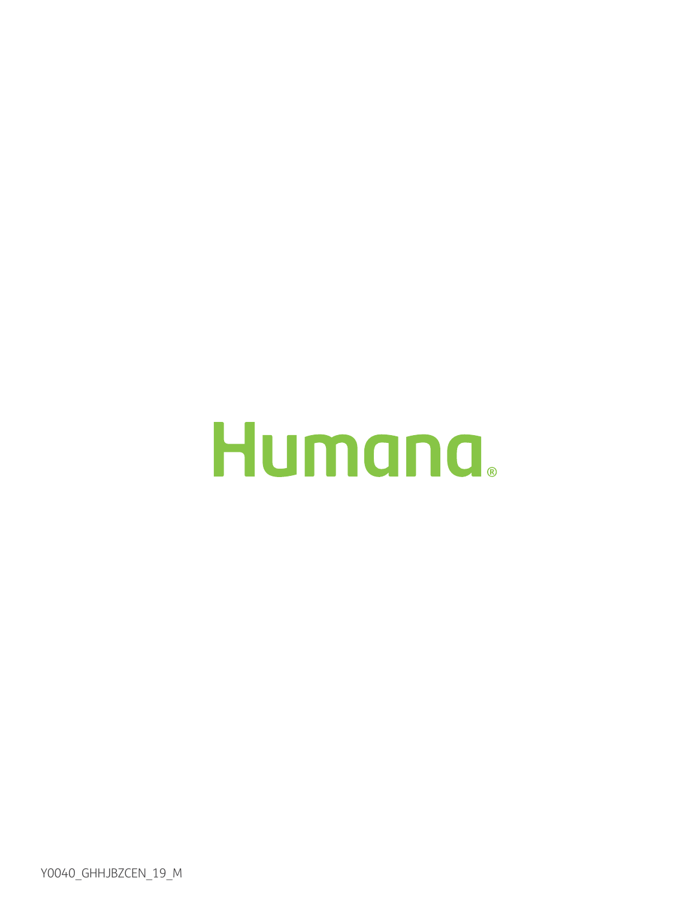Humana®

Y0040_GHHJBZCEN_19_M